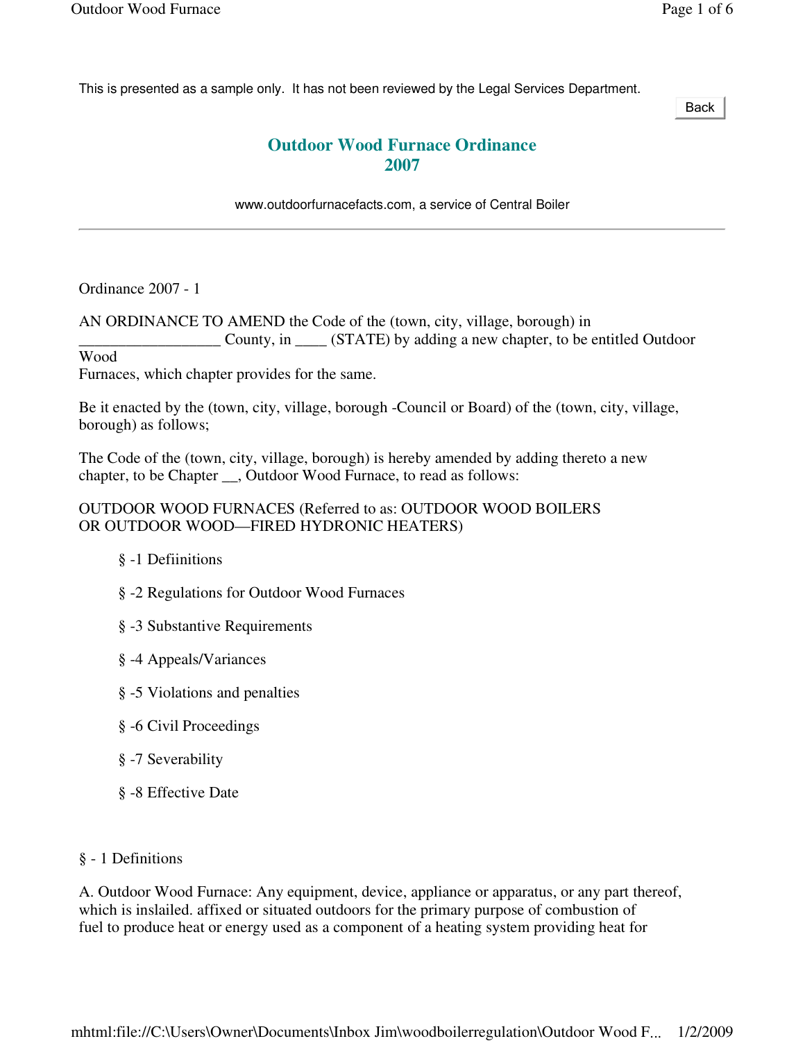This is presented as a sample only. It has not been reviewed by the Legal Services Department.

Back

# Outdoor Wood Furnace Ordinance 2007

www.outdoorfurnacefacts.com, a service of Central Boiler

---

Ordinance 2007 - 1

AN ORDINANCE TO AMEND the Code of the (town, city, village, borough) in __________________ County, in ____ (STATE) by adding a new chapter, to be entitled Outdoor Wood
Furnaces, which chapter provides for the same.

Be it enacted by the (town, city, village, borough -Council or Board) of the (town, city, village, borough) as follows;

The Code of the (town, city, village, borough) is hereby amended by adding thereto a new chapter, to be Chapter __, Outdoor Wood Furnace, to read as follows:

OUTDOOR WOOD FURNACES (Referred to as: OUTDOOR WOOD BOILERS OR OUTDOOR WOOD—FIRED HYDRONIC HEATERS)

- § -1 Defiinitions
- § -2 Regulations for Outdoor Wood Furnaces
- § -3 Substantive Requirements
- § -4 Appeals/Variances
- § -5 Violations and penalties
- § -6 Civil Proceedings
- § -7 Severability
- § -8 Effective Date

§ - 1 Definitions

A. Outdoor Wood Furnace: Any equipment, device, appliance or apparatus, or any part thereof, which is inslailed. affixed or situated outdoors for the primary purpose of combustion of fuel to produce heat or energy used as a component of a heating system providing heat for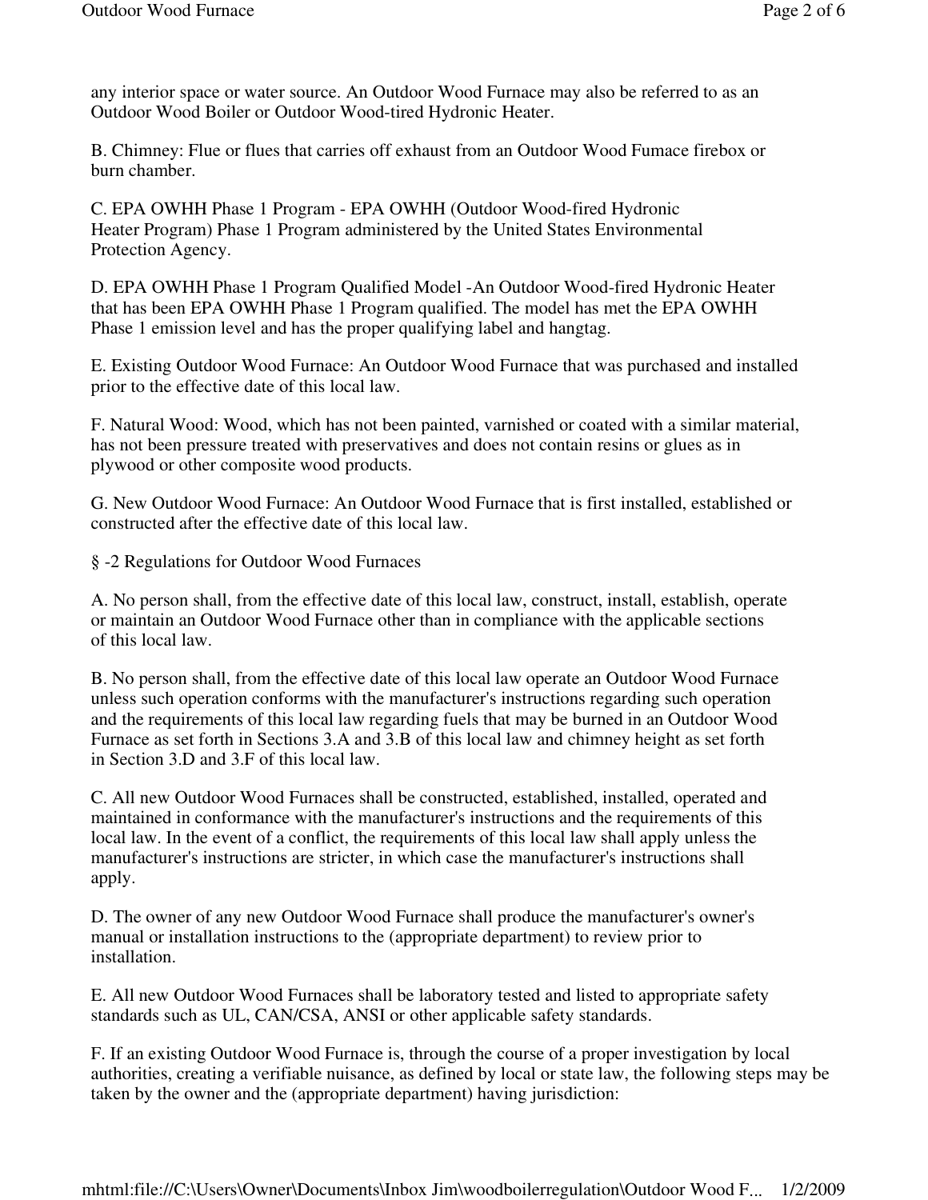any interior space or water source. An Outdoor Wood Furnace may also be referred to as an Outdoor Wood Boiler or Outdoor Wood-tired Hydronic Heater.

B. Chimney: Flue or flues that carries off exhaust from an Outdoor Wood Fumace firebox or burn chamber.

C. EPA OWHH Phase 1 Program - EPA OWHH (Outdoor Wood-fired Hydronic Heater Program) Phase 1 Program administered by the United States Environmental Protection Agency.

D. EPA OWHH Phase 1 Program Qualified Model -An Outdoor Wood-fired Hydronic Heater that has been EPA OWHH Phase 1 Program qualified. The model has met the EPA OWHH Phase 1 emission level and has the proper qualifying label and hangtag.

E. Existing Outdoor Wood Furnace: An Outdoor Wood Furnace that was purchased and installed prior to the effective date of this local law.

F. Natural Wood: Wood, which has not been painted, varnished or coated with a similar material, has not been pressure treated with preservatives and does not contain resins or glues as in plywood or other composite wood products.

G. New Outdoor Wood Furnace: An Outdoor Wood Furnace that is first installed, established or constructed after the effective date of this local law.

§ -2 Regulations for Outdoor Wood Furnaces

A. No person shall, from the effective date of this local law, construct, install, establish, operate or maintain an Outdoor Wood Furnace other than in compliance with the applicable sections of this local law.

B. No person shall, from the effective date of this local law operate an Outdoor Wood Furnace unless such operation conforms with the manufacturer's instructions regarding such operation and the requirements of this local law regarding fuels that may be burned in an Outdoor Wood Furnace as set forth in Sections 3.A and 3.B of this local law and chimney height as set forth in Section 3.D and 3.F of this local law.

C. All new Outdoor Wood Furnaces shall be constructed, established, installed, operated and maintained in conformance with the manufacturer's instructions and the requirements of this local law. In the event of a conflict, the requirements of this local law shall apply unless the manufacturer's instructions are stricter, in which case the manufacturer's instructions shall apply.

D. The owner of any new Outdoor Wood Furnace shall produce the manufacturer's owner's manual or installation instructions to the (appropriate department) to review prior to installation.

E. All new Outdoor Wood Furnaces shall be laboratory tested and listed to appropriate safety standards such as UL, CAN/CSA, ANSI or other applicable safety standards.

F. If an existing Outdoor Wood Furnace is, through the course of a proper investigation by local authorities, creating a verifiable nuisance, as defined by local or state law, the following steps may be taken by the owner and the (appropriate department) having jurisdiction: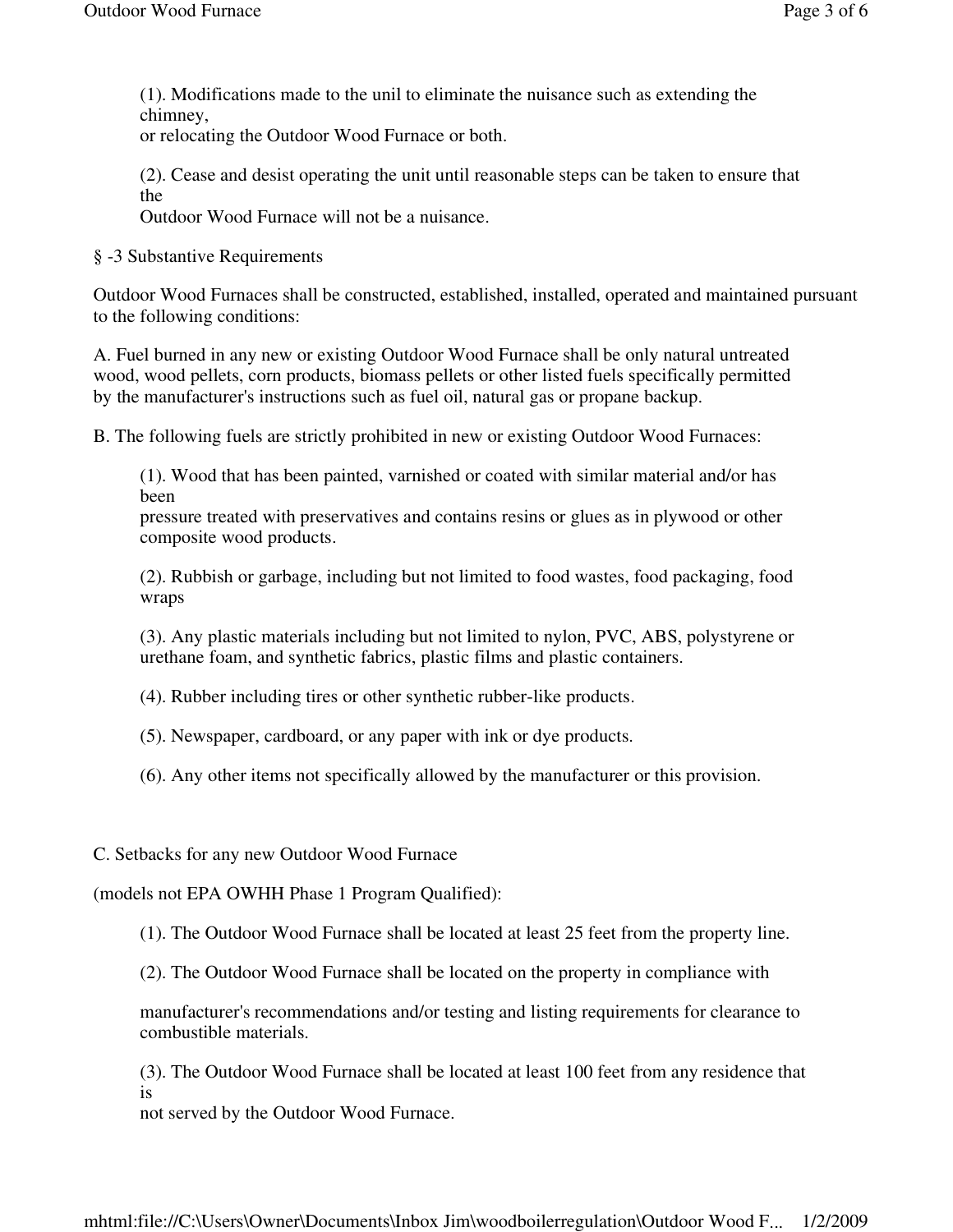(1). Modifications made to the unil to eliminate the nuisance such as extending the chimney, or relocating the Outdoor Wood Furnace or both.

(2). Cease and desist operating the unit until reasonable steps can be taken to ensure that the Outdoor Wood Furnace will not be a nuisance.

§ -3 Substantive Requirements

Outdoor Wood Furnaces shall be constructed, established, installed, operated and maintained pursuant to the following conditions:

A. Fuel burned in any new or existing Outdoor Wood Furnace shall be only natural untreated wood, wood pellets, corn products, biomass pellets or other listed fuels specifically permitted by the manufacturer's instructions such as fuel oil, natural gas or propane backup.

B. The following fuels are strictly prohibited in new or existing Outdoor Wood Furnaces:

(1). Wood that has been painted, varnished or coated with similar material and/or has been pressure treated with preservatives and contains resins or glues as in plywood or other composite wood products.

(2). Rubbish or garbage, including but not limited to food wastes, food packaging, food wraps

(3). Any plastic materials including but not limited to nylon, PVC, ABS, polystyrene or urethane foam, and synthetic fabrics, plastic films and plastic containers.

(4). Rubber including tires or other synthetic rubber-like products.

(5). Newspaper, cardboard, or any paper with ink or dye products.

(6). Any other items not specifically allowed by the manufacturer or this provision.

C. Setbacks for any new Outdoor Wood Furnace

(models not EPA OWHH Phase 1 Program Qualified):

(1). The Outdoor Wood Furnace shall be located at least 25 feet from the property line.

(2). The Outdoor Wood Furnace shall be located on the property in compliance with manufacturer's recommendations and/or testing and listing requirements for clearance to combustible materials.

(3). The Outdoor Wood Furnace shall be located at least 100 feet from any residence that is not served by the Outdoor Wood Furnace.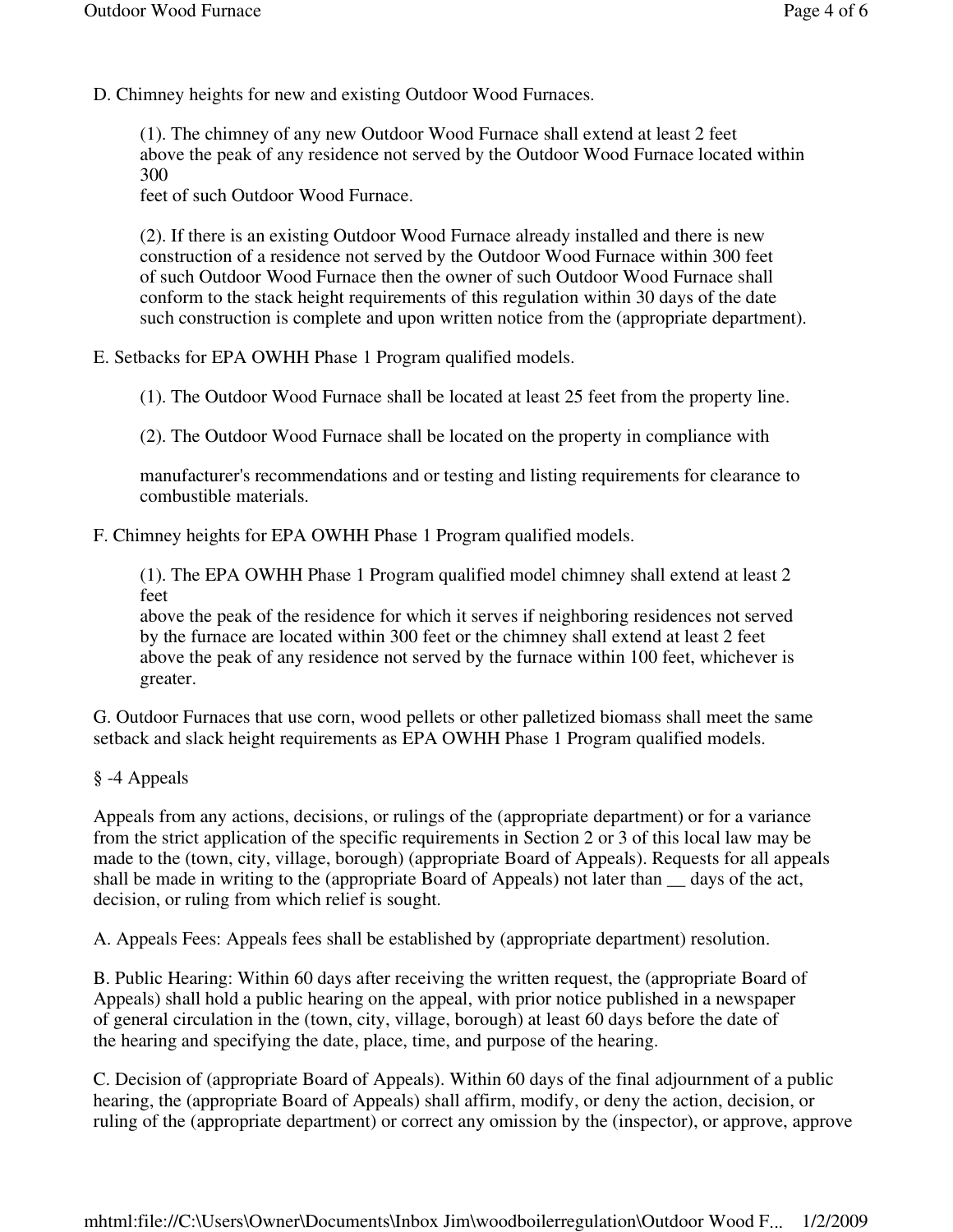D. Chimney heights for new and existing Outdoor Wood Furnaces.

(1). The chimney of any new Outdoor Wood Furnace shall extend at least 2 feet above the peak of any residence not served by the Outdoor Wood Furnace located within 300 feet of such Outdoor Wood Furnace.

(2). If there is an existing Outdoor Wood Furnace already installed and there is new construction of a residence not served by the Outdoor Wood Furnace within 300 feet of such Outdoor Wood Furnace then the owner of such Outdoor Wood Furnace shall conform to the stack height requirements of this regulation within 30 days of the date such construction is complete and upon written notice from the (appropriate department).

E. Setbacks for EPA OWHH Phase 1 Program qualified models.

(1). The Outdoor Wood Furnace shall be located at least 25 feet from the property line.

(2). The Outdoor Wood Furnace shall be located on the property in compliance with

manufacturer's recommendations and or testing and listing requirements for clearance to combustible materials.

F. Chimney heights for EPA OWHH Phase 1 Program qualified models.

(1). The EPA OWHH Phase 1 Program qualified model chimney shall extend at least 2 feet above the peak of the residence for which it serves if neighboring residences not served by the furnace are located within 300 feet or the chimney shall extend at least 2 feet above the peak of any residence not served by the furnace within 100 feet, whichever is greater.

G. Outdoor Furnaces that use corn, wood pellets or other palletized biomass shall meet the same setback and slack height requirements as EPA OWHH Phase 1 Program qualified models.

§ -4 Appeals

Appeals from any actions, decisions, or rulings of the (appropriate department) or for a variance from the strict application of the specific requirements in Section 2 or 3 of this local law may be made to the (town, city, village, borough) (appropriate Board of Appeals). Requests for all appeals shall be made in writing to the (appropriate Board of Appeals) not later than __ days of the act, decision, or ruling from which relief is sought.

A. Appeals Fees: Appeals fees shall be established by (appropriate department) resolution.

B. Public Hearing: Within 60 days after receiving the written request, the (appropriate Board of Appeals) shall hold a public hearing on the appeal, with prior notice published in a newspaper of general circulation in the (town, city, village, borough) at least 60 days before the date of the hearing and specifying the date, place, time, and purpose of the hearing.

C. Decision of (appropriate Board of Appeals). Within 60 days of the final adjournment of a public hearing, the (appropriate Board of Appeals) shall affirm, modify, or deny the action, decision, or ruling of the (appropriate department) or correct any omission by the (inspector), or approve, approve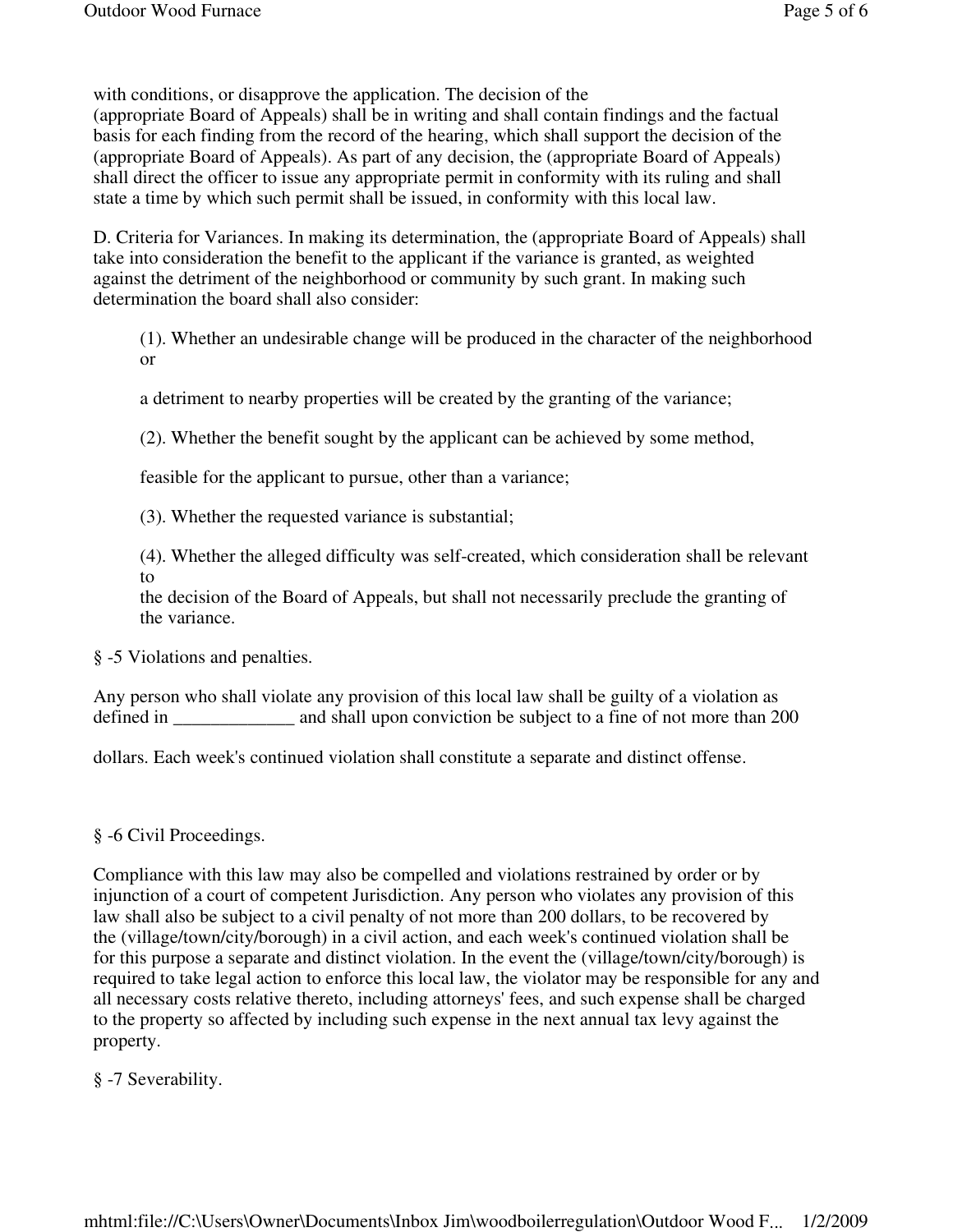with conditions, or disapprove the application. The decision of the (appropriate Board of Appeals) shall be in writing and shall contain findings and the factual basis for each finding from the record of the hearing, which shall support the decision of the (appropriate Board of Appeals). As part of any decision, the (appropriate Board of Appeals) shall direct the officer to issue any appropriate permit in conformity with its ruling and shall state a time by which such permit shall be issued, in conformity with this local law.

D. Criteria for Variances. In making its determination, the (appropriate Board of Appeals) shall take into consideration the benefit to the applicant if the variance is granted, as weighted against the detriment of the neighborhood or community by such grant. In making such determination the board shall also consider:

(1). Whether an undesirable change will be produced in the character of the neighborhood or a detriment to nearby properties will be created by the granting of the variance;

(2). Whether the benefit sought by the applicant can be achieved by some method, feasible for the applicant to pursue, other than a variance;

(3). Whether the requested variance is substantial;

(4). Whether the alleged difficulty was self-created, which consideration shall be relevant to the decision of the Board of Appeals, but shall not necessarily preclude the granting of the variance.

§ -5 Violations and penalties.

Any person who shall violate any provision of this local law shall be guilty of a violation as defined in _____________ and shall upon conviction be subject to a fine of not more than 200 dollars. Each week's continued violation shall constitute a separate and distinct offense.

§ -6 Civil Proceedings.

Compliance with this law may also be compelled and violations restrained by order or by injunction of a court of competent Jurisdiction. Any person who violates any provision of this law shall also be subject to a civil penalty of not more than 200 dollars, to be recovered by the (village/town/city/borough) in a civil action, and each week's continued violation shall be for this purpose a separate and distinct violation. In the event the (village/town/city/borough) is required to take legal action to enforce this local law, the violator may be responsible for any and all necessary costs relative thereto, including attorneys' fees, and such expense shall be charged to the property so affected by including such expense in the next annual tax levy against the property.

§ -7 Severability.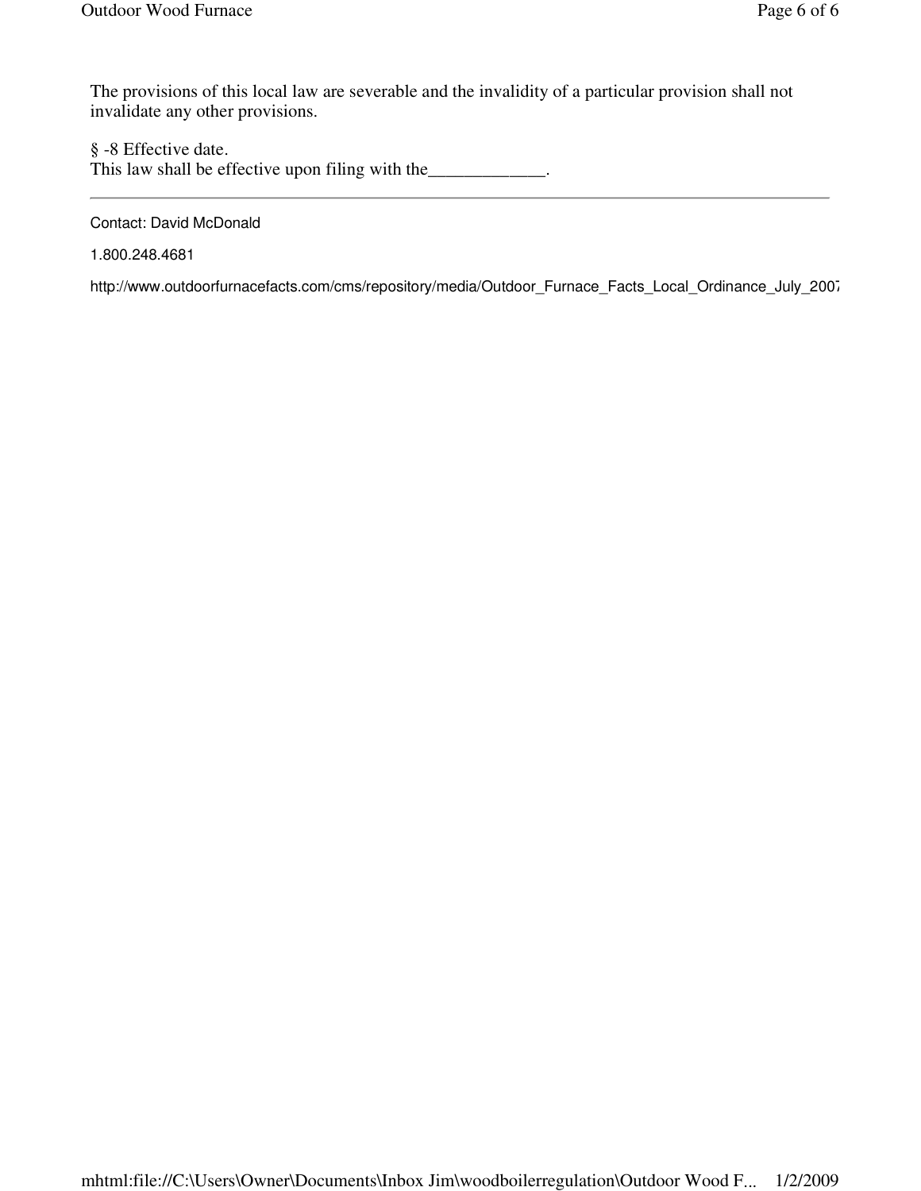The provisions of this local law are severable and the invalidity of a particular provision shall not invalidate any other provisions.

§ -8 Effective date.
This law shall be effective upon filing with the____________.

---

Contact: David McDonald

1.800.248.4681

http://www.outdoorfurnacefacts.com/cms/repository/media/Outdoor_Furnace_Facts_Local_Ordinance_July_2007